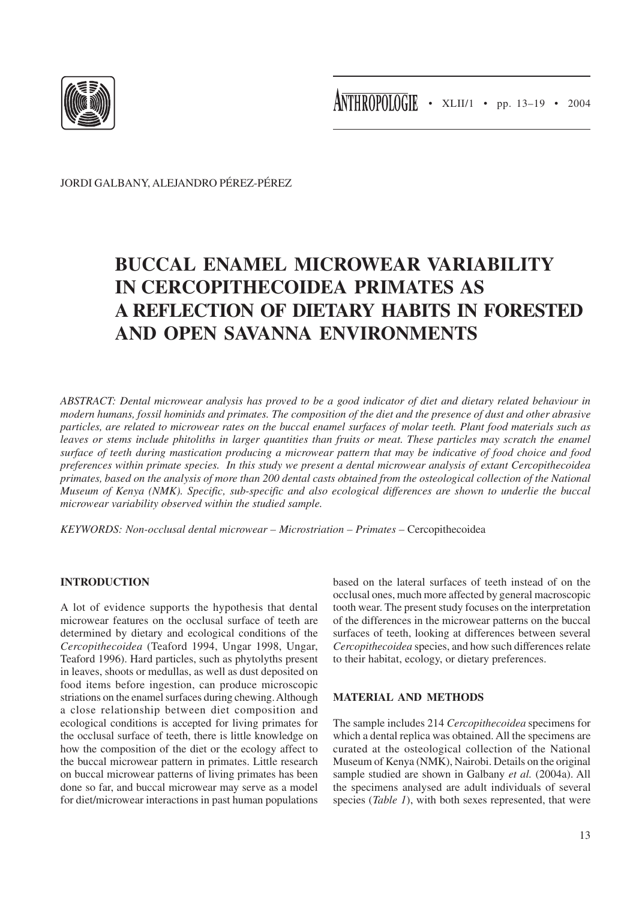JORDI GALBANY, ALEJANDRO PÉREZ-PÉREZ

# BUCCAL ENAMEL MICROWEAR VARIABILITY IN CERCOPITHECOIDEA PRIMATES AS A REFLECTION OF DIETARY HABITS IN FORESTED AND OPEN SAVANNA ENVIRONMENTS

*ABSTRACT: Dental microwear analysis has proved to be a good indicator of diet and dietary related behaviour in modern humans, fossil hominids and primates. The composition of the diet and the presence of dust and other abrasive particles, are related to microwear rates on the buccal enamel surfaces of molar teeth. Plant food materials such as leaves or stems include phitoliths in larger quantities than fruits or meat. These particles may scratch the enamel surface of teeth during mastication producing a microwear pattern that may be indicative of food choice and food preferences within primate species. In this study we present a dental microwear analysis of extant Cercopithecoidea primates, based on the analysis of more than 200 dental casts obtained from the osteological collection of the National Museum of Kenya (NMK). Specific, sub-specific and also ecological differences are shown to underlie the buccal microwear variability observed within the studied sample.*

*KEYWORDS: Non-occlusal dental microwear – Microstriation – Primates –* Cercopithecoidea

## INTRODUCTION

A lot of evidence supports the hypothesis that dental microwear features on the occlusal surface of teeth are determined by dietary and ecological conditions of the *Cercopithecoidea* (Teaford 1994, Ungar 1998, Ungar, Teaford 1996). Hard particles, such as phytolyths present in leaves, shoots or medullas, as well as dust deposited on food items before ingestion, can produce microscopic striations on the enamel surfaces during chewing. Although a close relationship between diet composition and ecological conditions is accepted for living primates for the occlusal surface of teeth, there is little knowledge on how the composition of the diet or the ecology affect to the buccal microwear pattern in primates. Little research on buccal microwear patterns of living primates has been done so far, and buccal microwear may serve as a model for diet/microwear interactions in past human populations based on the lateral surfaces of teeth instead of on the occlusal ones, much more affected by general macroscopic tooth wear. The present study focuses on the interpretation of the differences in the microwear patterns on the buccal surfaces of teeth, looking at differences between several *Cercopithecoidea* species, and how such differences relate to their habitat, ecology, or dietary preferences.

## MATERIAL AND METHODS

The sample includes 214 *Cercopithecoidea* specimens for which a dental replica was obtained. All the specimens are curated at the osteological collection of the National Museum of Kenya (NMK), Nairobi. Details on the original sample studied are shown in Galbany *et al.* (2004a). All the specimens analysed are adult individuals of several species (*Table 1*), with both sexes represented, that were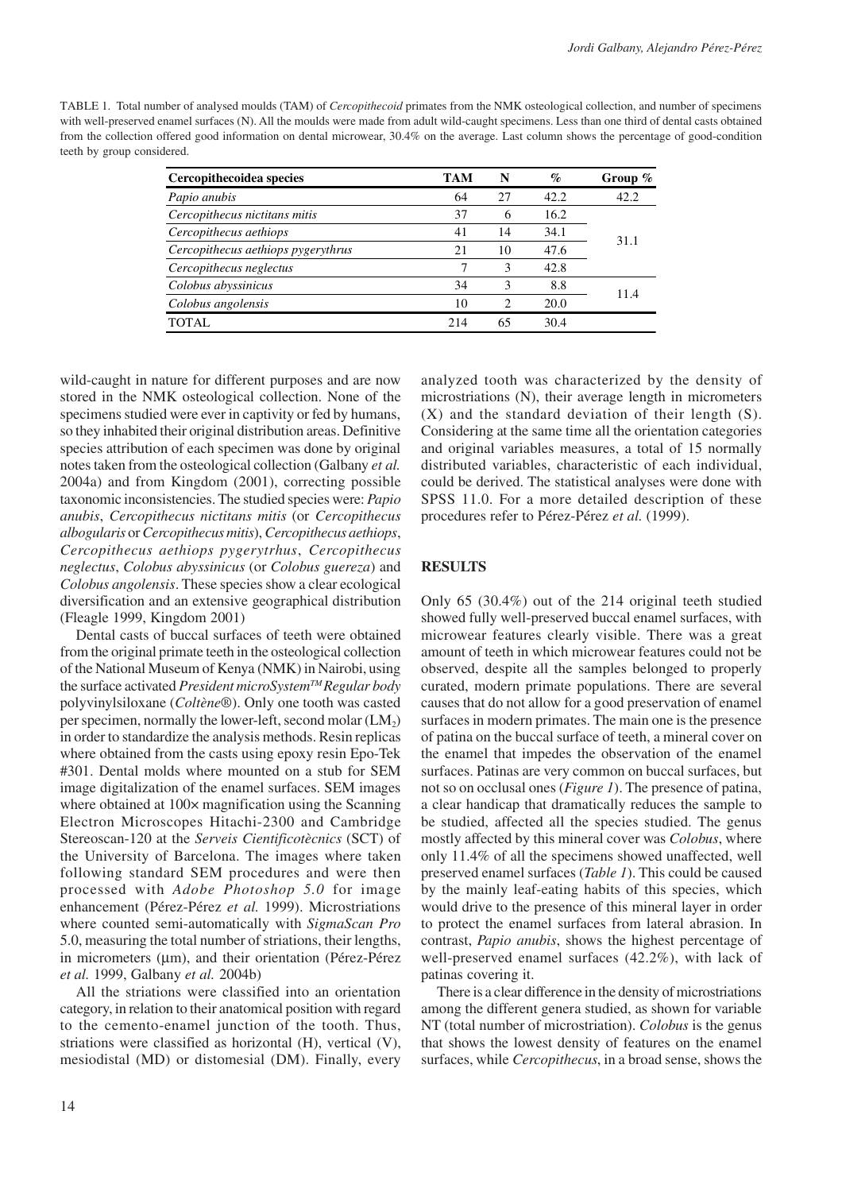TABLE 1. Total number of analysed moulds (TAM) of *Cercopithecoid* primates from the NMK osteological collection, and number of specimens with well-preserved enamel surfaces (N). All the moulds were made from adult wild-caught specimens. Less than one third of dental casts obtained from the collection offered good information on dental microwear, 30.4% on the average. Last column shows the percentage of good-condition teeth by group considered.

| Cercopithecoidea species | TAM | N | % | Group % |
|---|---|---|---|---|
| *Papio anubis* | 64 | 27 | 42.2 | 42.2 |
| *Cercopithecus nictitans mitis* | 37 | 6 | 16.2 | 31.1 |
| *Cercopithecus aethiops* | 41 | 14 | 34.1 | |
| *Cercopithecus aethiops pygerythrus* | 21 | 10 | 47.6 | |
| *Cercopithecus neglectus* | 7 | 3 | 42.8 | |
| *Colobus abyssinicus* | 34 | 3 | 8.8 | 11.4 |
| *Colobus angolensis* | 10 | 2 | 20.0 | |
| TOTAL | 214 | 65 | 30.4 | |

wild-caught in nature for different purposes and are now stored in the NMK osteological collection. None of the specimens studied were ever in captivity or fed by humans, so they inhabited their original distribution areas. Definitive species attribution of each specimen was done by original notes taken from the osteological collection (Galbany *et al.* 2004a) and from Kingdom (2001), correcting possible taxonomic inconsistencies. The studied species were: *Papio anubis*, *Cercopithecus nictitans mitis* (or *Cercopithecus albogularis* or *Cercopithecus mitis*), *Cercopithecus aethiops*, *Cercopithecus aethiops pygerytrhus*, *Cercopithecus neglectus*, *Colobus abyssinicus* (or *Colobus guereza*) and *Colobus angolensis*. These species show a clear ecological diversification and an extensive geographical distribution (Fleagle 1999, Kingdom 2001)

Dental casts of buccal surfaces of teeth were obtained from the original primate teeth in the osteological collection of the National Museum of Kenya (NMK) in Nairobi, using the surface activated *President microSystem™ Regular body* polyvinylsiloxane (*Coltène®*). Only one tooth was casted per specimen, normally the lower-left, second molar ($LM_2$) in order to standardize the analysis methods. Resin replicas where obtained from the casts using epoxy resin Epo-Tek #301. Dental molds where mounted on a stub for SEM image digitalization of the enamel surfaces. SEM images where obtained at 100× magnification using the Scanning Electron Microscopes Hitachi-2300 and Cambridge Stereoscan-120 at the *Serveis Cientificotècnics* (SCT) of the University of Barcelona. The images where taken following standard SEM procedures and were then processed with *Adobe Photoshop 5.0* for image enhancement (Pérez-Pérez *et al.* 1999). Microstriations where counted semi-automatically with *SigmaScan Pro* 5.0, measuring the total number of striations, their lengths, in micrometers (µm), and their orientation (Pérez-Pérez *et al.* 1999, Galbany *et al.* 2004b)

All the striations were classified into an orientation category, in relation to their anatomical position with regard to the cemento-enamel junction of the tooth. Thus, striations were classified as horizontal (H), vertical (V), mesiodistal (MD) or distomesial (DM). Finally, every analyzed tooth was characterized by the density of microstriations (N), their average length in micrometers (X) and the standard deviation of their length (S). Considering at the same time all the orientation categories and original variables measures, a total of 15 normally distributed variables, characteristic of each individual, could be derived. The statistical analyses were done with SPSS 11.0. For a more detailed description of these procedures refer to Pérez-Pérez *et al.* (1999).

## RESULTS

Only 65 (30.4%) out of the 214 original teeth studied showed fully well-preserved buccal enamel surfaces, with microwear features clearly visible. There was a great amount of teeth in which microwear features could not be observed, despite all the samples belonged to properly curated, modern primate populations. There are several causes that do not allow for a good preservation of enamel surfaces in modern primates. The main one is the presence of patina on the buccal surface of teeth, a mineral cover on the enamel that impedes the observation of the enamel surfaces. Patinas are very common on buccal surfaces, but not so on occlusal ones (*Figure 1*). The presence of patina, a clear handicap that dramatically reduces the sample to be studied, affected all the species studied. The genus mostly affected by this mineral cover was *Colobus*, where only 11.4% of all the specimens showed unaffected, well preserved enamel surfaces (*Table 1*). This could be caused by the mainly leaf-eating habits of this species, which would drive to the presence of this mineral layer in order to protect the enamel surfaces from lateral abrasion. In contrast, *Papio anubis*, shows the highest percentage of well-preserved enamel surfaces (42.2%), with lack of patinas covering it.

There is a clear difference in the density of microstriations among the different genera studied, as shown for variable NT (total number of microstriation). *Colobus* is the genus that shows the lowest density of features on the enamel surfaces, while *Cercopithecus*, in a broad sense, shows the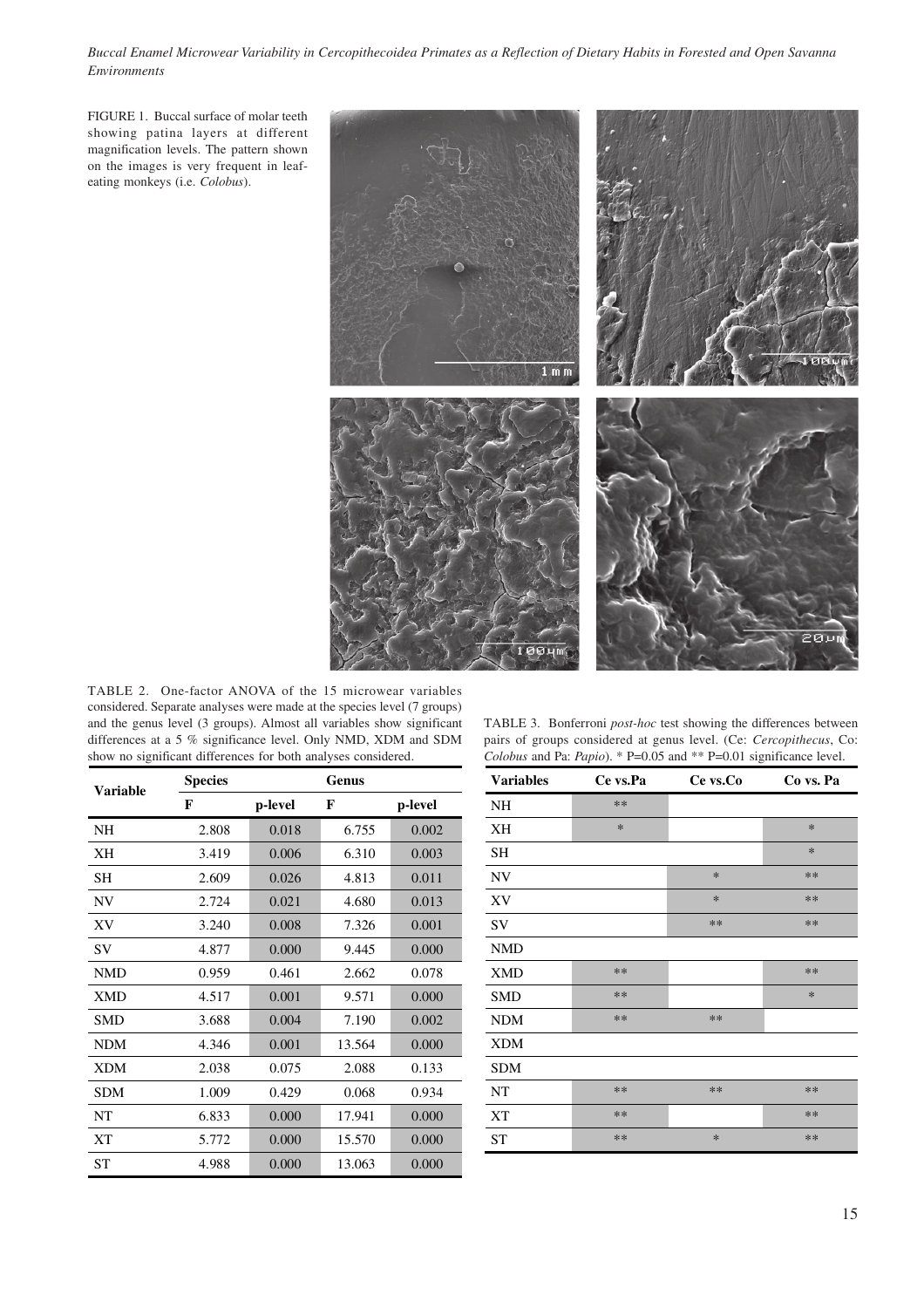FIGURE 1. Buccal surface of molar teeth showing patina layers at different magnification levels. The pattern shown on the images is very frequent in leaf-eating monkeys (i.e. *Colobus*).

TABLE 2. One-factor ANOVA of the 15 microwear variables considered. Separate analyses were made at the species level (7 groups) and the genus level (3 groups). Almost all variables show significant differences at a 5 % significance level. Only NMD, XDM and SDM show no significant differences for both analyses considered.

| Variable | Species | | Genus | |
|---|---|---|---|---|
| | **F** | **p-level** | **F** | **p-level** |
| NH | 2.808 | 0.018 | 6.755 | 0.002 |
| XH | 3.419 | 0.006 | 6.310 | 0.003 |
| SH | 2.609 | 0.026 | 4.813 | 0.011 |
| NV | 2.724 | 0.021 | 4.680 | 0.013 |
| XV | 3.240 | 0.008 | 7.326 | 0.001 |
| SV | 4.877 | 0.000 | 9.445 | 0.000 |
| NMD | 0.959 | 0.461 | 2.662 | 0.078 |
| XMD | 4.517 | 0.001 | 9.571 | 0.000 |
| SMD | 3.688 | 0.004 | 7.190 | 0.002 |
| NDM | 4.346 | 0.001 | 13.564 | 0.000 |
| XDM | 2.038 | 0.075 | 2.088 | 0.133 |
| SDM | 1.009 | 0.429 | 0.068 | 0.934 |
| NT | 6.833 | 0.000 | 17.941 | 0.000 |
| XT | 5.772 | 0.000 | 15.570 | 0.000 |
| ST | 4.988 | 0.000 | 13.063 | 0.000 |

TABLE 3. Bonferroni *post-hoc* test showing the differences between pairs of groups considered at genus level. (Ce: *Cercopithecus*, Co: *Colobus* and Pa: *Papio*). * P=0.05 and ** P=0.01 significance level.

| Variables | Ce vs.Pa | Ce vs.Co | Co vs. Pa |
|---|---|---|---|
| NH | ** | | |
| XH | * | | * |
| SH | | | * |
| NV | | * | ** |
| XV | | * | ** |
| SV | | ** | ** |
| NMD | | | |
| XMD | ** | | ** |
| SMD | ** | | * |
| NDM | ** | ** | |
| XDM | | | |
| SDM | | | |
| NT | ** | ** | ** |
| XT | ** | | ** |
| ST | ** | * | ** |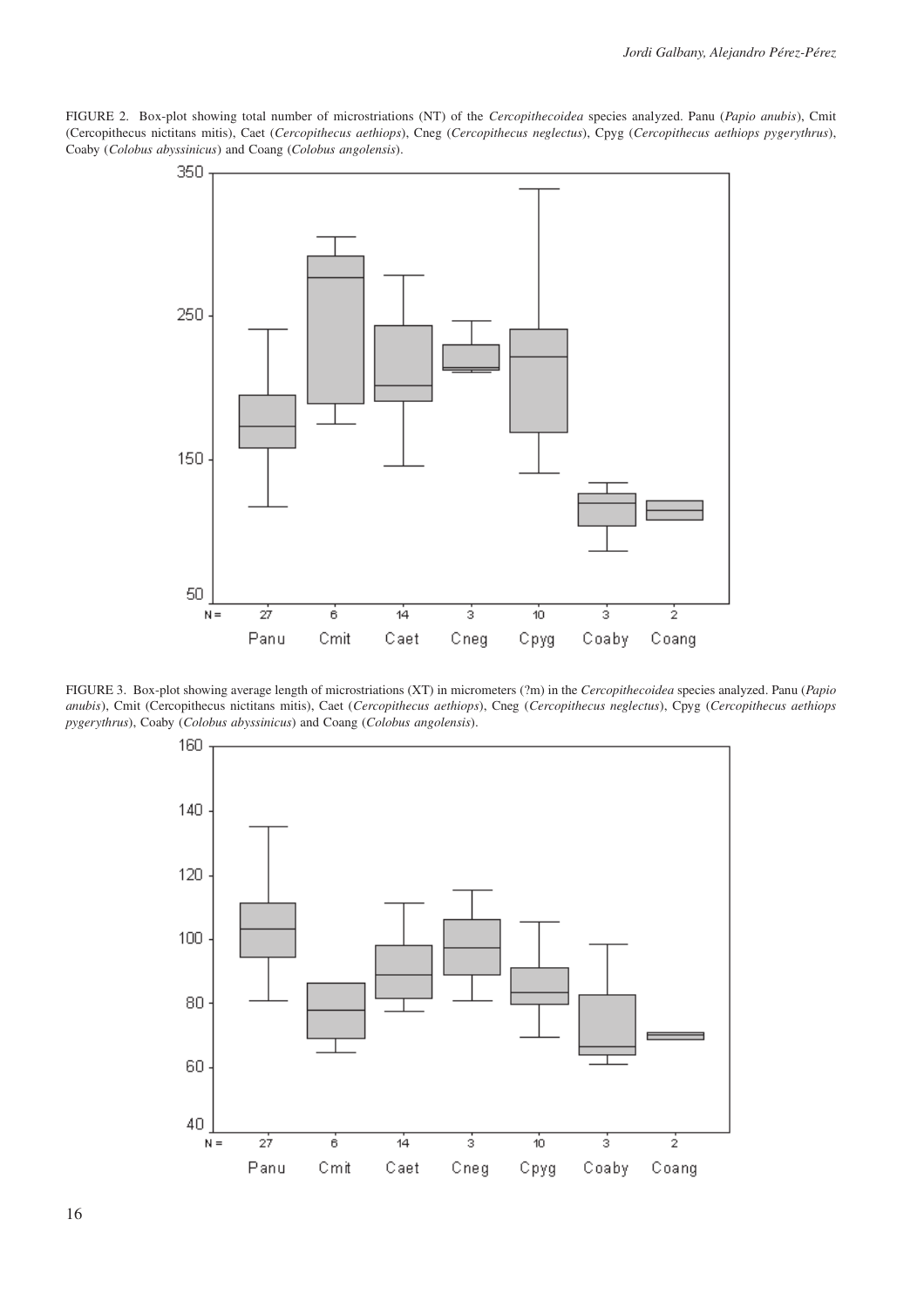FIGURE 2. Box-plot showing total number of microstriations (NT) of the *Cercopithecoidea* species analyzed. Panu (*Papio anubis*), Cmit (Cercopithecus nictitans mitis), Caet (*Cercopithecus aethiops*), Cneg (*Cercopithecus neglectus*), Cpyg (*Cercopithecus aethiops pygerythrus*), Coaby (*Colobus abyssinicus*) and Coang (*Colobus angolensis*).

FIGURE 3. Box-plot showing average length of microstriations (XT) in micrometers (?m) in the *Cercopithecoidea* species analyzed. Panu (*Papio anubis*), Cmit (Cercopithecus nictitans mitis), Caet (*Cercopithecus aethiops*), Cneg (*Cercopithecus neglectus*), Cpyg (*Cercopithecus aethiops pygerythrus*), Coaby (*Colobus abyssinicus*) and Coang (*Colobus angolensis*).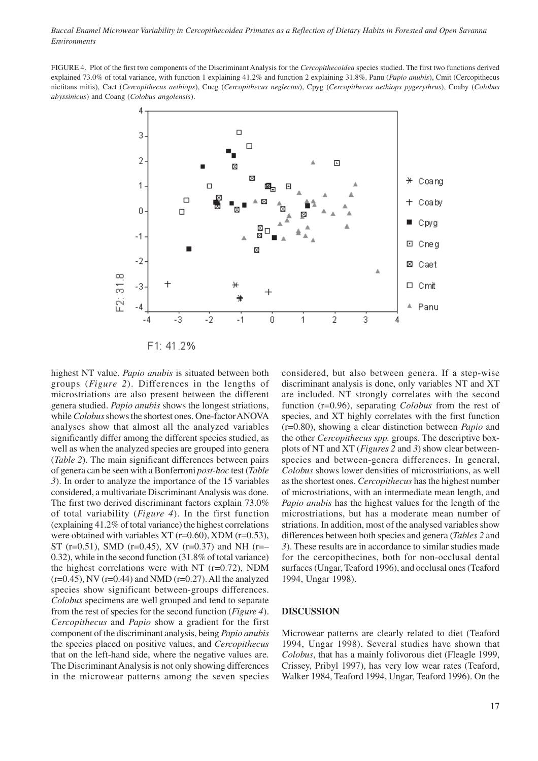FIGURE 4. Plot of the first two components of the Discriminant Analysis for the *Cercopithecoidea* species studied. The first two functions derived explained 73.0% of total variance, with function 1 explaining 41.2% and function 2 explaining 31.8%. Panu (*Papio anubis*), Cmit (Cercopithecus nictitans mitis), Caet (*Cercopithecus aethiops*), Cneg (*Cercopithecus neglectus*), Cpyg (*Cercopithecus aethiops pygerythrus*), Coaby (*Colobus abyssinicus*) and Coang (*Colobus angolensis*).

highest NT value. *Papio anubis* is situated between both groups (*Figure 2*). Differences in the lengths of microstriations are also present between the different genera studied. *Papio anubis* shows the longest striations, while *Colobus* shows the shortest ones. One-factor ANOVA analyses show that almost all the analyzed variables significantly differ among the different species studied, as well as when the analyzed species are grouped into genera (*Table 2*). The main significant differences between pairs of genera can be seen with a Bonferroni *post-hoc* test (*Table 3*). In order to analyze the importance of the 15 variables considered, a multivariate Discriminant Analysis was done. The first two derived discriminant factors explain 73.0% of total variability (*Figure 4*). In the first function (explaining 41.2% of total variance) the highest correlations were obtained with variables XT (r=0.60), XDM (r=0.53), ST (r=0.51), SMD (r=0.45), XV (r=0.37) and NH (r=–0.32), while in the second function (31.8% of total variance) the highest correlations were with NT (r=0.72), NDM (r=0.45), NV (r=0.44) and NMD (r=0.27). All the analyzed species show significant between-groups differences. *Colobus* specimens are well grouped and tend to separate from the rest of species for the second function (*Figure 4*). *Cercopithecus* and *Papio* show a gradient for the first component of the discriminant analysis, being *Papio anubis* the species placed on positive values, and *Cercopithecus* that on the left-hand side, where the negative values are. The Discriminant Analysis is not only showing differences in the microwear patterns among the seven species considered, but also between genera. If a step-wise discriminant analysis is done, only variables NT and XT are included. NT strongly correlates with the second function (r=0.96), separating *Colobus* from the rest of species, and XT highly correlates with the first function (r=0.80), showing a clear distinction between *Papio* and the other *Cercopithecus spp.* groups. The descriptive box-plots of NT and XT (*Figures 2* and *3*) show clear between-species and between-genera differences. In general, *Colobus* shows lower densities of microstriations, as well as the shortest ones. *Cercopithecus* has the highest number of microstriations, with an intermediate mean length, and *Papio anubis* has the highest values for the length of the microstriations, but has a moderate mean number of striations. In addition, most of the analysed variables show differences between both species and genera (*Tables 2* and *3*). These results are in accordance to similar studies made for the cercopithecines, both for non-occlusal dental surfaces (Ungar, Teaford 1996), and occlusal ones (Teaford 1994, Ungar 1998).

## DISCUSSION

Microwear patterns are clearly related to diet (Teaford 1994, Ungar 1998). Several studies have shown that *Colobus*, that has a mainly folivorous diet (Fleagle 1999, Crissey, Pribyl 1997), has very low wear rates (Teaford, Walker 1984, Teaford 1994, Ungar, Teaford 1996). On the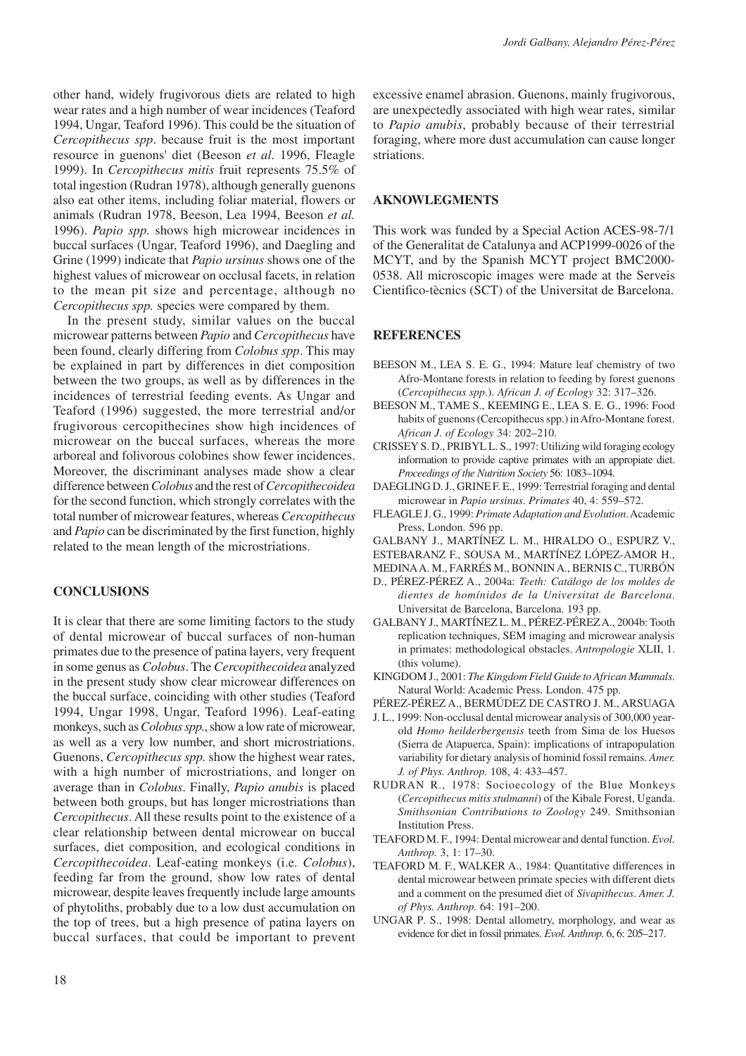other hand, widely frugivorous diets are related to high wear rates and a high number of wear incidences (Teaford 1994, Ungar, Teaford 1996). This could be the situation of *Cercopithecus spp*. because fruit is the most important resource in guenons' diet (Beeson *et al.* 1996, Fleagle 1999). In *Cercopithecus mitis* fruit represents 75.5% of total ingestion (Rudran 1978), although generally guenons also eat other items, including foliar material, flowers or animals (Rudran 1978, Beeson, Lea 1994, Beeson *et al.* 1996). *Papio spp.* shows high microwear incidences in buccal surfaces (Ungar, Teaford 1996), and Daegling and Grine (1999) indicate that *Papio ursinus* shows one of the highest values of microwear on occlusal facets, in relation to the mean pit size and percentage, although no *Cercopithecus spp.* species were compared by them.

In the present study, similar values on the buccal microwear patterns between *Papio* and *Cercopithecus* have been found, clearly differing from *Colobus spp*. This may be explained in part by differences in diet composition between the two groups, as well as by differences in the incidences of terrestrial feeding events. As Ungar and Teaford (1996) suggested, the more terrestrial and/or frugivorous cercopithecines show high incidences of microwear on the buccal surfaces, whereas the more arboreal and folivorous colobines show fewer incidences. Moreover, the discriminant analyses made show a clear difference between *Colobus* and the rest of *Cercopithecoidea* for the second function, which strongly correlates with the total number of microwear features, whereas *Cercopithecus* and *Papio* can be discriminated by the first function, highly related to the mean length of the microstriations.

## CONCLUSIONS

It is clear that there are some limiting factors to the study of dental microwear of buccal surfaces of non-human primates due to the presence of patina layers, very frequent in some genus as *Colobus*. The *Cercopithecoidea* analyzed in the present study show clear microwear differences on the buccal surface, coinciding with other studies (Teaford 1994, Ungar 1998, Ungar, Teaford 1996). Leaf-eating monkeys, such as *Colobus spp.*, show a low rate of microwear, as well as a very low number, and short microstriations. Guenons, *Cercopithecus spp.* show the highest wear rates, with a high number of microstriations, and longer on average than in *Colobus*. Finally, *Papio anubis* is placed between both groups, but has longer microstriations than *Cercopithecus*. All these results point to the existence of a clear relationship between dental microwear on buccal surfaces, diet composition, and ecological conditions in *Cercopithecoidea*. Leaf-eating monkeys (i.e. *Colobus*), feeding far from the ground, show low rates of dental microwear, despite leaves frequently include large amounts of phytoliths, probably due to a low dust accumulation on the top of trees, but a high presence of patina layers on buccal surfaces, that could be important to prevent excessive enamel abrasion. Guenons, mainly frugivorous, are unexpectedly associated with high wear rates, similar to *Papio anubis*, probably because of their terrestrial foraging, where more dust accumulation can cause longer striations.

## AKNOWLEGMENTS

This work was funded by a Special Action ACES-98-7/1 of the Generalitat de Catalunya and ACP1999-0026 of the MCYT, and by the Spanish MCYT project BMC2000-0538. All microscopic images were made at the Serveis Cientifico-tècnics (SCT) of the Universitat de Barcelona.

## REFERENCES

BEESON M., LEA S. E. G., 1994: Mature leaf chemistry of two Afro-Montane forests in relation to feeding by forest guenons (*Cercopithecus spp.*). *African J. of Ecology* 32: 317–326.

BEESON M., TAME S., KEEMING E., LEA S. E. G., 1996: Food habits of guenons (Cercopithecus spp.) in Afro-Montane forest. *African J. of Ecology* 34: 202–210.

CRISSEY S. D., PRIBYL L. S., 1997: Utilizing wild foraging ecology information to provide captive primates with an appropiate diet. *Proceedings of the Nutrition Society* 56: 1083–1094.

DAEGLING D. J., GRINE F. E., 1999: Terrestrial foraging and dental microwear in *Papio ursinus*. *Primates* 40, 4: 559–572.

FLEAGLE J. G., 1999: *Primate Adaptation and Evolution*. Academic Press, London. 596 pp.

GALBANY J., MARTÍNEZ L. M., HIRALDO O., ESPURZ V., ESTEBARANZ F., SOUSA M., MARTÍNEZ LÓPEZ-AMOR H., MEDINA A. M., FARRÉS M., BONNIN A., BERNIS C., TURBÓN D., PÉREZ-PÉREZ A., 2004a: *Teeth: Catálogo de los moldes de dientes de homínidos de la Universitat de Barcelona*. Universitat de Barcelona, Barcelona. 193 pp.

GALBANY J., MARTÍNEZ L. M., PÉREZ-PÉREZ A., 2004b: Tooth replication techniques, SEM imaging and microwear analysis in primates: methodological obstacles. *Antropologie* XLII, 1. (this volume).

KINGDOM J., 2001: *The Kingdom Field Guide to African Mammals*. Natural World: Academic Press. London. 475 pp.

PÉREZ-PÉREZ A., BERMÚDEZ DE CASTRO J. M., ARSUAGA J. L., 1999: Non-occlusal dental microwear analysis of 300,000 year-old *Homo heilderbergensis* teeth from Sima de los Huesos (Sierra de Atapuerca, Spain): implications of intrapopulation variability for dietary analysis of hominid fossil remains. *Amer. J. of Phys. Anthrop.* 108, 4: 433–457.

RUDRAN R., 1978: Socioecology of the Blue Monkeys (*Cercopithecus mitis stulmanni*) of the Kibale Forest, Uganda. *Smithsonian Contributions to Zoology* 249. Smithsonian Institution Press.

TEAFORD M. F., 1994: Dental microwear and dental function. *Evol. Anthrop.* 3, 1: 17–30.

TEAFORD M. F., WALKER A., 1984: Quantitative differences in dental microwear between primate species with different diets and a comment on the presumed diet of *Sivapithecus*. *Amer. J. of Phys. Anthrop.* 64: 191–200.

UNGAR P. S., 1998: Dental allometry, morphology, and wear as evidence for diet in fossil primates. *Evol. Anthrop.* 6, 6: 205–217.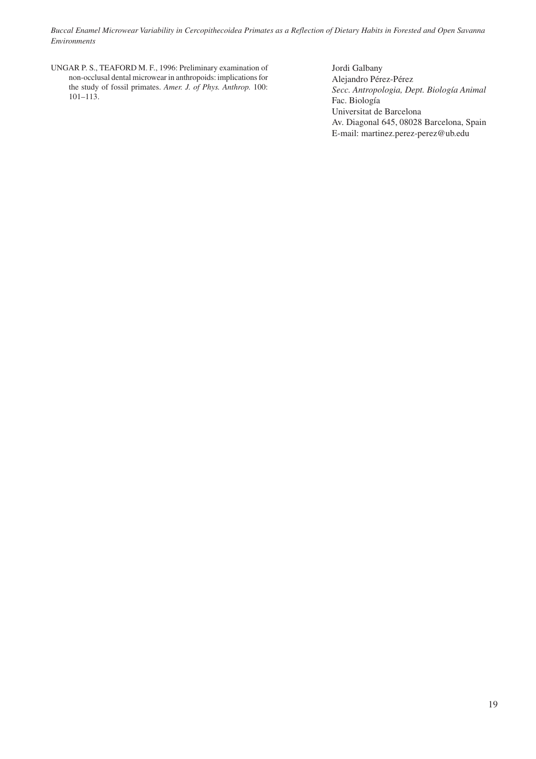UNGAR P. S., TEAFORD M. F., 1996: Preliminary examination of non-occlusal dental microwear in anthropoids: implications for the study of fossil primates. *Amer. J. of Phys. Anthrop.* 100: 101–113.

Jordi Galbany
Alejandro Pérez-Pérez
*Secc. Antropologia, Dept. Biología Animal*
Fac. Biología
Universitat de Barcelona
Av. Diagonal 645, 08028 Barcelona, Spain
E-mail: martinez.perez-perez@ub.edu